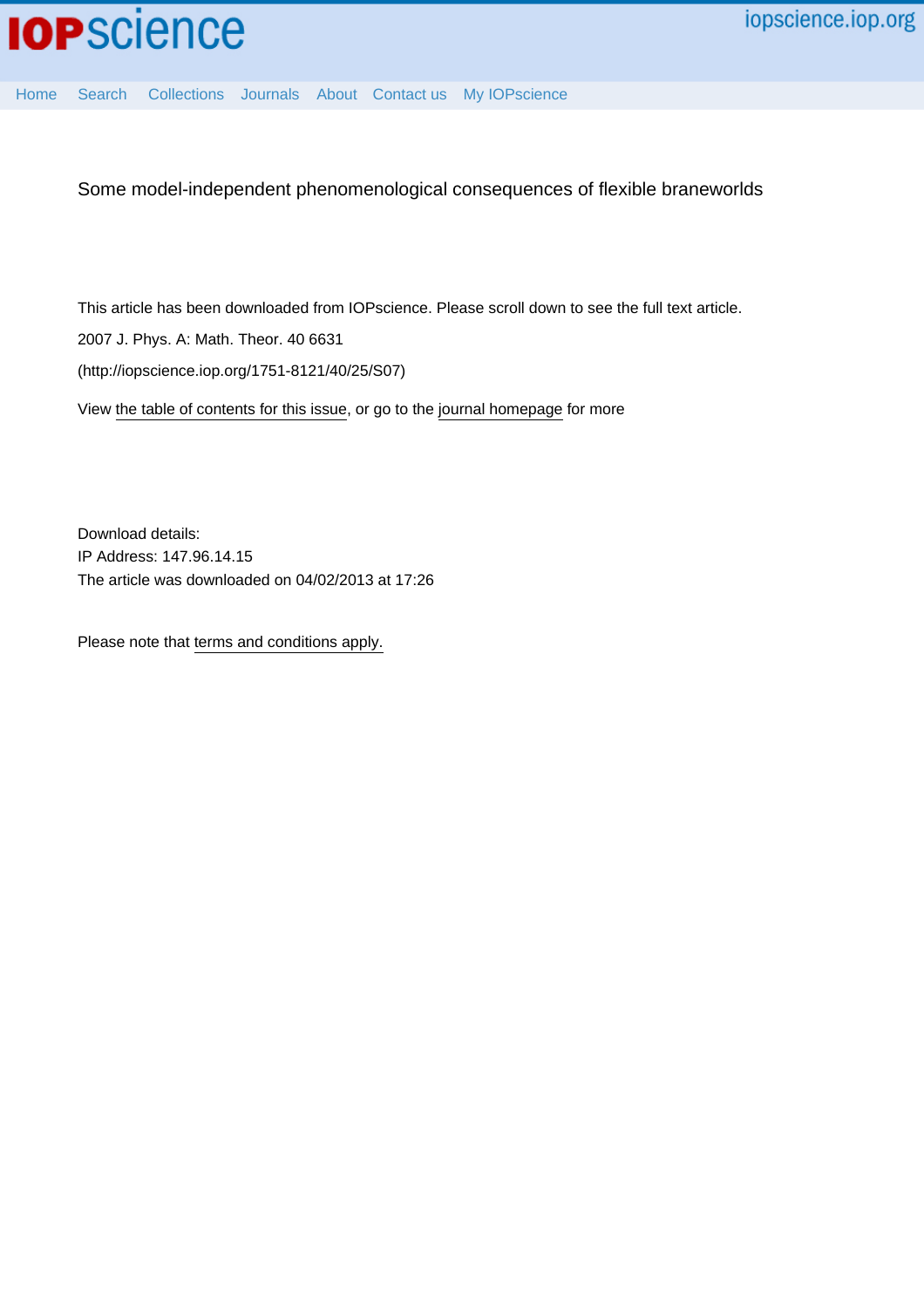Some model-independent phenomenological consequences of flexible braneworlds

This article has been downloaded from IOPscience. Please scroll down to see the full text article.

2007 J. Phys. A: Math. Theor. 40 6631

(http://iopscience.iop.org/1751-8121/40/25/S07)

View the table of contents for this issue, or go to the journal homepage for more

Download details:
IP Address: 147.96.14.15
The article was downloaded on 04/02/2013 at 17:26

Please note that terms and conditions apply.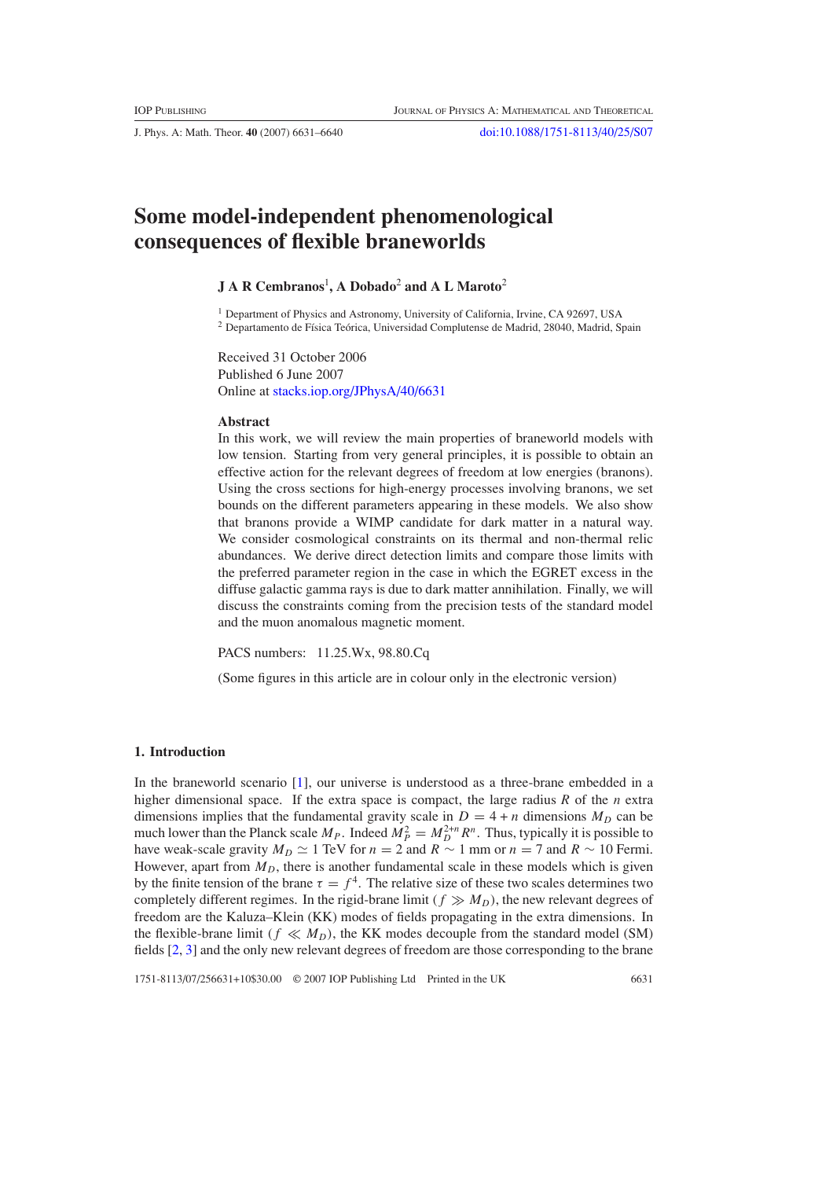# Some model-independent phenomenological consequences of flexible braneworlds

**J A R Cembranos**[1], **A Dobado**[2] **and A L Maroto**[2]

[1] Department of Physics and Astronomy, University of California, Irvine, CA 92697, USA

[2] Departamento de Física Teórica, Universidad Complutense de Madrid, 28040, Madrid, Spain

Received 31 October 2006
Published 6 June 2007
Online at stacks.iop.org/JPhysA/40/6631

### Abstract

In this work, we will review the main properties of braneworld models with low tension. Starting from very general principles, it is possible to obtain an effective action for the relevant degrees of freedom at low energies (branons). Using the cross sections for high-energy processes involving branons, we set bounds on the different parameters appearing in these models. We also show that branons provide a WIMP candidate for dark matter in a natural way. We consider cosmological constraints on its thermal and non-thermal relic abundances. We derive direct detection limits and compare those limits with the preferred parameter region in the case in which the EGRET excess in the diffuse galactic gamma rays is due to dark matter annihilation. Finally, we will discuss the constraints coming from the precision tests of the standard model and the muon anomalous magnetic moment.

PACS numbers: 11.25.Wx, 98.80.Cq

(Some figures in this article are in colour only in the electronic version)

## 1. Introduction

In the braneworld scenario [1], our universe is understood as a three-brane embedded in a higher dimensional space. If the extra space is compact, the large radius $R$ of the $n$ extra dimensions implies that the fundamental gravity scale in $D = 4 + n$ dimensions $M_D$ can be much lower than the Planck scale $M_P$. Indeed $M_P^2 = M_D^{2+n} R^n$. Thus, typically it is possible to have weak-scale gravity $M_D \simeq 1$ TeV for $n = 2$ and $R \sim 1$ mm or $n = 7$ and $R \sim 10$ Fermi. However, apart from $M_D$, there is another fundamental scale in these models which is given by the finite tension of the brane $\tau = f^4$. The relative size of these two scales determines two completely different regimes. In the rigid-brane limit ($f \gg M_D$), the new relevant degrees of freedom are the Kaluza–Klein (KK) modes of fields propagating in the extra dimensions. In the flexible-brane limit ($f \ll M_D$), the KK modes decouple from the standard model (SM) fields [2, 3] and the only new relevant degrees of freedom are those corresponding to the brane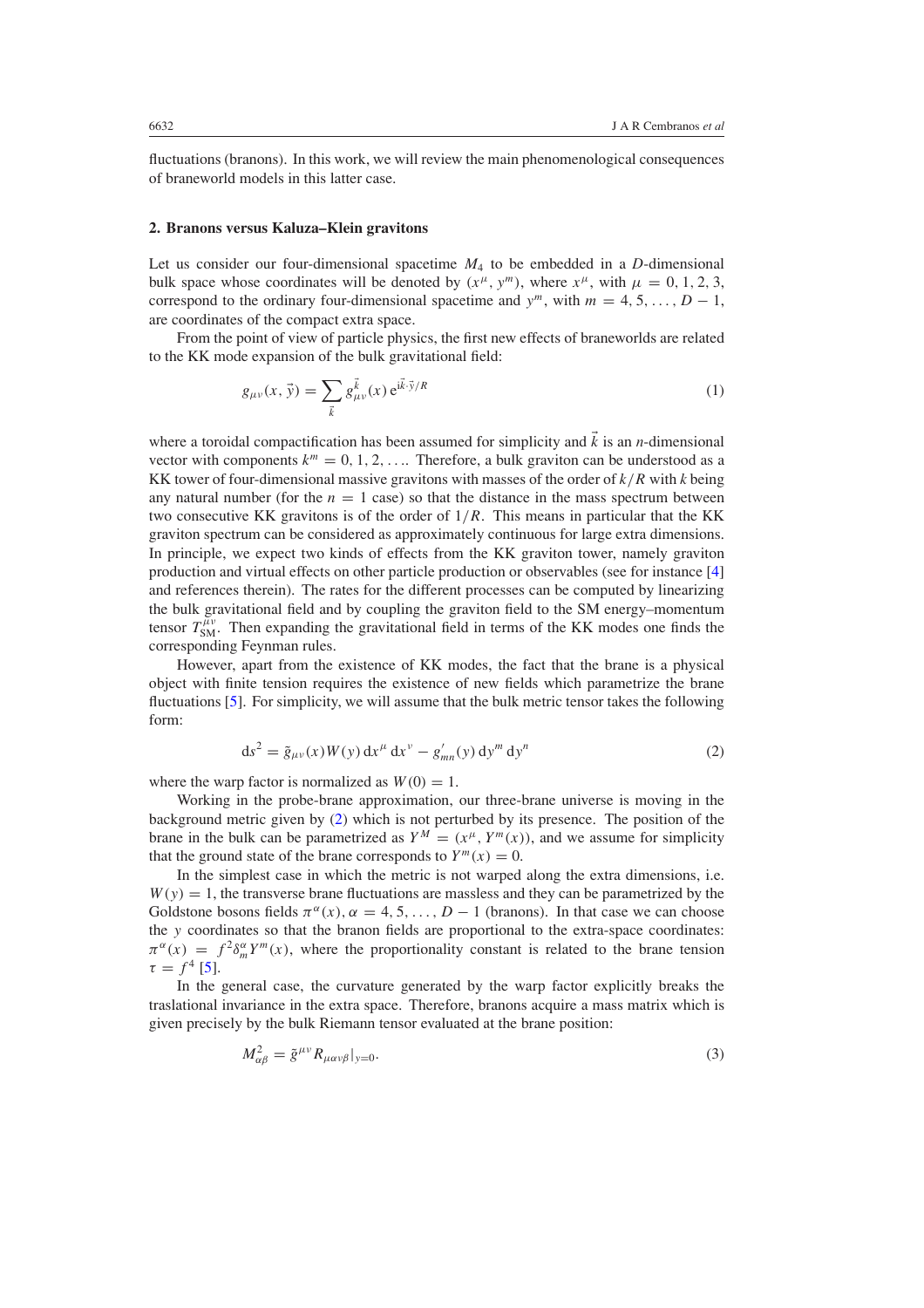fluctuations (branons). In this work, we will review the main phenomenological consequences of braneworld models in this latter case.

## 2. Branons versus Kaluza–Klein gravitons

Let us consider our four-dimensional spacetime $M_4$ to be embedded in a $D$-dimensional bulk space whose coordinates will be denoted by $(x^\mu, y^m)$, where $x^\mu$, with $\mu = 0, 1, 2, 3$, correspond to the ordinary four-dimensional spacetime and $y^m$, with $m = 4, 5, \ldots, D-1$, are coordinates of the compact extra space.

From the point of view of particle physics, the first new effects of braneworlds are related to the KK mode expansion of the bulk gravitational field:

$$g_{\mu\nu}(x, \vec{y}) = \sum_{\vec{k}} g_{\mu\nu}^{\vec{k}}(x)\, \mathrm{e}^{\mathrm{i}\vec{k}\cdot\vec{y}/R} \tag{1}$$

where a toroidal compactification has been assumed for simplicity and $\vec{k}$ is an $n$-dimensional vector with components $k^m = 0, 1, 2, \ldots$. Therefore, a bulk graviton can be understood as a KK tower of four-dimensional massive gravitons with masses of the order of $k/R$ with $k$ being any natural number (for the $n = 1$ case) so that the distance in the mass spectrum between two consecutive KK gravitons is of the order of $1/R$. This means in particular that the KK graviton spectrum can be considered as approximately continuous for large extra dimensions. In principle, we expect two kinds of effects from the KK graviton tower, namely graviton production and virtual effects on other particle production or observables (see for instance [4] and references therein). The rates for the different processes can be computed by linearizing the bulk gravitational field and by coupling the graviton field to the SM energy–momentum tensor $T_{\mathrm{SM}}^{\mu\nu}$. Then expanding the gravitational field in terms of the KK modes one finds the corresponding Feynman rules.

However, apart from the existence of KK modes, the fact that the brane is a physical object with finite tension requires the existence of new fields which parametrize the brane fluctuations [5]. For simplicity, we will assume that the bulk metric tensor takes the following form:

$$\mathrm{d}s^2 = \tilde{g}_{\mu\nu}(x) W(y)\, \mathrm{d}x^\mu\, \mathrm{d}x^\nu - g'_{mn}(y)\, \mathrm{d}y^m\, \mathrm{d}y^n \tag{2}$$

where the warp factor is normalized as $W(0) = 1$.

Working in the probe-brane approximation, our three-brane universe is moving in the background metric given by (2) which is not perturbed by its presence. The position of the brane in the bulk can be parametrized as $Y^M = (x^\mu, Y^m(x))$, and we assume for simplicity that the ground state of the brane corresponds to $Y^m(x) = 0$.

In the simplest case in which the metric is not warped along the extra dimensions, i.e. $W(y) = 1$, the transverse brane fluctuations are massless and they can be parametrized by the Goldstone bosons fields $\pi^\alpha(x)$, $\alpha = 4, 5, \ldots, D-1$ (branons). In that case we can choose the $y$ coordinates so that the branon fields are proportional to the extra-space coordinates: $\pi^\alpha(x) = f^2 \delta_m^\alpha Y^m(x)$, where the proportionality constant is related to the brane tension $\tau = f^4$ [5].

In the general case, the curvature generated by the warp factor explicitly breaks the traslational invariance in the extra space. Therefore, branons acquire a mass matrix which is given precisely by the bulk Riemann tensor evaluated at the brane position:

$$M_{\alpha\beta}^2 = \tilde{g}^{\mu\nu} R_{\mu\alpha\nu\beta}|_{y=0}. \tag{3}$$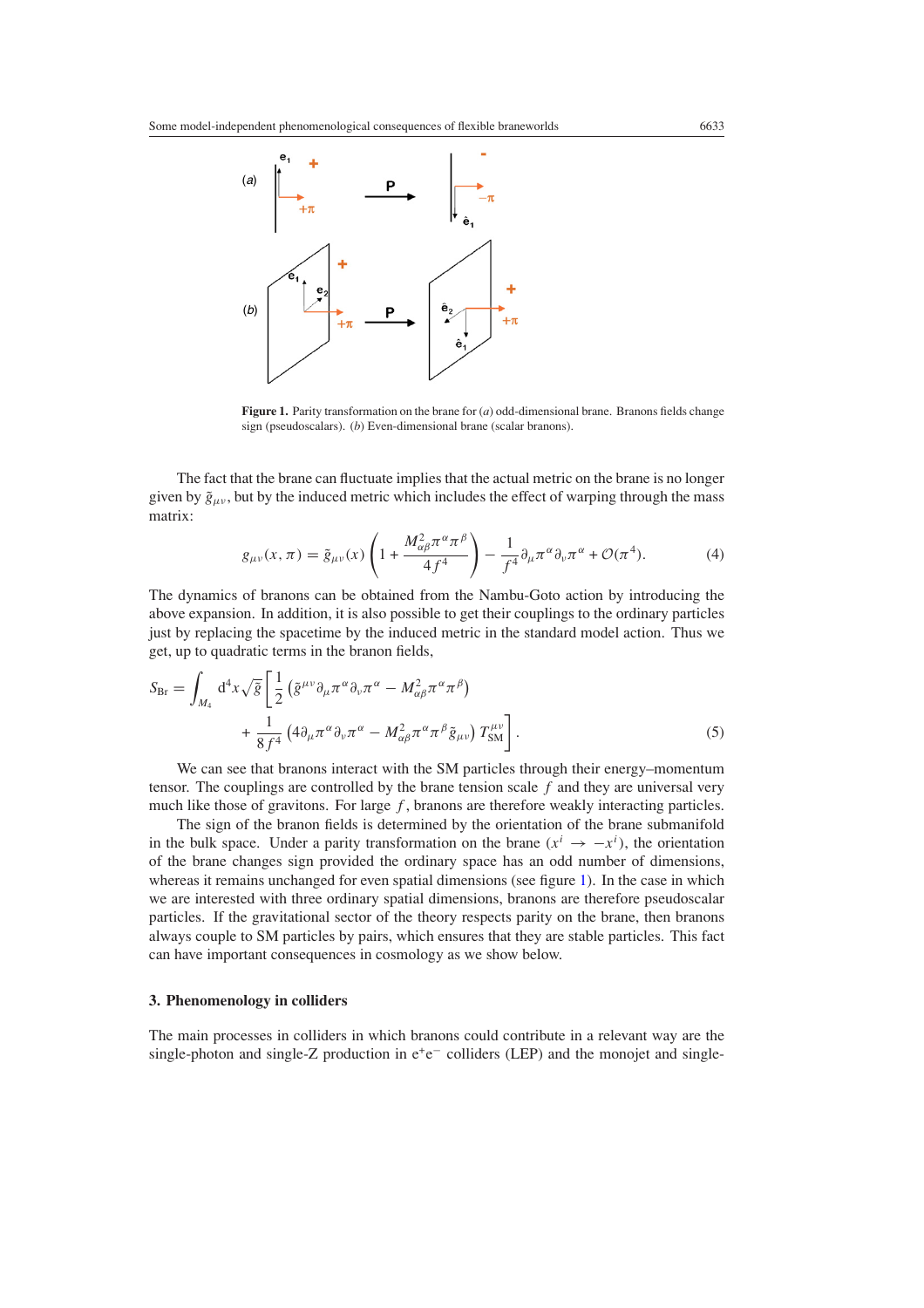**Figure 1.** Parity transformation on the brane for (*a*) odd-dimensional brane. Branons fields change sign (pseudoscalars). (*b*) Even-dimensional brane (scalar branons).

The fact that the brane can fluctuate implies that the actual metric on the brane is no longer given by $\tilde{g}_{\mu\nu}$, but by the induced metric which includes the effect of warping through the mass matrix:

$$g_{\mu\nu}(x,\pi) = \tilde{g}_{\mu\nu}(x)\left(1 + \frac{M^2_{\alpha\beta}\pi^\alpha\pi^\beta}{4f^4}\right) - \frac{1}{f^4}\partial_\mu\pi^\alpha\partial_\nu\pi^\alpha + \mathcal{O}(\pi^4). \tag{4}$$

The dynamics of branons can be obtained from the Nambu-Goto action by introducing the above expansion. In addition, it is also possible to get their couplings to the ordinary particles just by replacing the spacetime by the induced metric in the standard model action. Thus we get, up to quadratic terms in the branon fields,

$$S_{\mathrm{Br}} = \int_{M_4} \mathrm{d}^4x\sqrt{\tilde{g}}\left[\frac{1}{2}\left(\tilde{g}^{\mu\nu}\partial_\mu\pi^\alpha\partial_\nu\pi^\alpha - M^2_{\alpha\beta}\pi^\alpha\pi^\beta\right) + \frac{1}{8f^4}\left(4\partial_\mu\pi^\alpha\partial_\nu\pi^\alpha - M^2_{\alpha\beta}\pi^\alpha\pi^\beta\tilde{g}_{\mu\nu}\right)T^{\mu\nu}_{\mathrm{SM}}\right]. \tag{5}$$

We can see that branons interact with the SM particles through their energy–momentum tensor. The couplings are controlled by the brane tension scale $f$ and they are universal very much like those of gravitons. For large $f$, branons are therefore weakly interacting particles.

The sign of the branon fields is determined by the orientation of the brane submanifold in the bulk space. Under a parity transformation on the brane ($x^i \to -x^i$), the orientation of the brane changes sign provided the ordinary space has an odd number of dimensions, whereas it remains unchanged for even spatial dimensions (see figure 1). In the case in which we are interested with three ordinary spatial dimensions, branons are therefore pseudoscalar particles. If the gravitational sector of the theory respects parity on the brane, then branons always couple to SM particles by pairs, which ensures that they are stable particles. This fact can have important consequences in cosmology as we show below.

## 3. Phenomenology in colliders

The main processes in colliders in which branons could contribute in a relevant way are the single-photon and single-Z production in $e^+e^-$ colliders (LEP) and the monojet and single-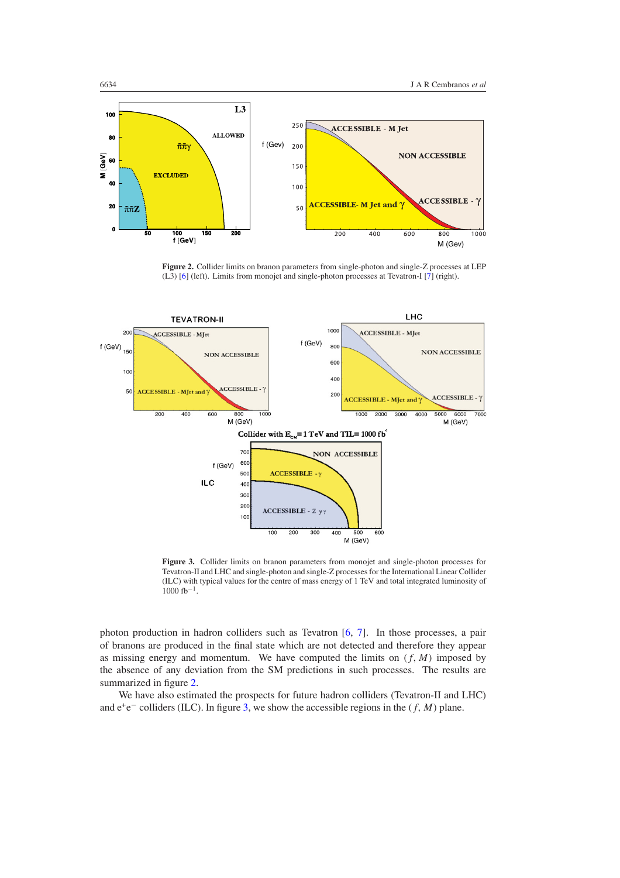**Figure 2.** Collider limits on branon parameters from single-photon and single-Z processes at LEP (L3) [6] (left). Limits from monojet and single-photon processes at Tevatron-I [7] (right).

**Figure 3.** Collider limits on branon parameters from monojet and single-photon processes for Tevatron-II and LHC and single-photon and single-Z processes for the International Linear Collider (ILC) with typical values for the centre of mass energy of 1 TeV and total integrated luminosity of 1000 $\mathrm{fb}^{-1}$.

photon production in hadron colliders such as Tevatron [6, 7]. In those processes, a pair of branons are produced in the final state which are not detected and therefore they appear as missing energy and momentum. We have computed the limits on $(f, M)$ imposed by the absence of any deviation from the SM predictions in such processes. The results are summarized in figure 2.

We have also estimated the prospects for future hadron colliders (Tevatron-II and LHC) and $e^+e^-$ colliders (ILC). In figure 3, we show the accessible regions in the $(f, M)$ plane.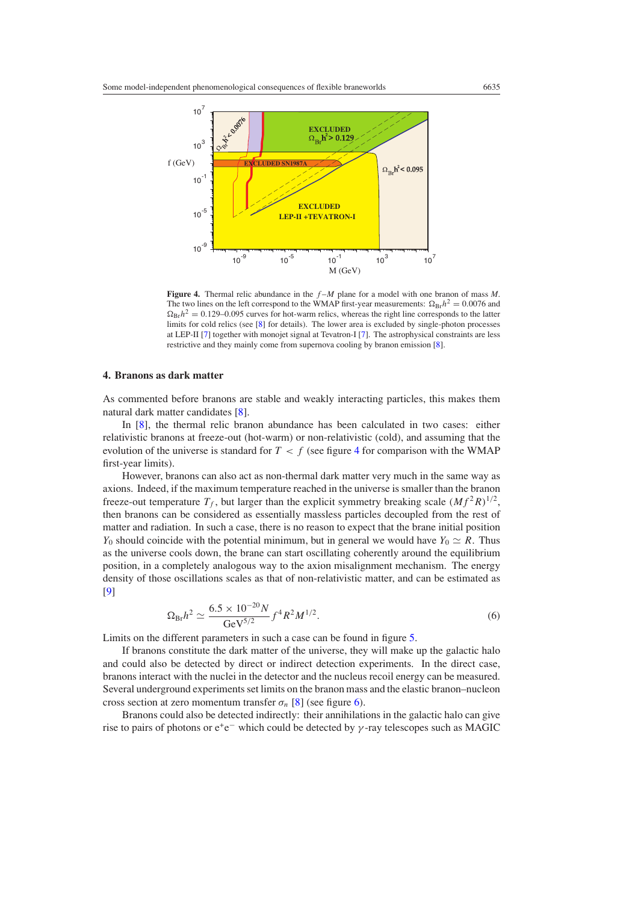**Figure 4.** Thermal relic abundance in the $f$–$M$ plane for a model with one branon of mass $M$. The two lines on the left correspond to the WMAP first-year measurements: $\Omega_{\mathrm{Br}}h^2 = 0.0076$ and $\Omega_{\mathrm{Br}}h^2 = 0.129$–$0.095$ curves for hot-warm relics, whereas the right line corresponds to the latter limits for cold relics (see [8] for details). The lower area is excluded by single-photon processes at LEP-II [7] together with monojet signal at Tevatron-I [7]. The astrophysical constraints are less restrictive and they mainly come from supernova cooling by branon emission [8].

## 4. Branons as dark matter

As commented before branons are stable and weakly interacting particles, this makes them natural dark matter candidates [8].

In [8], the thermal relic branon abundance has been calculated in two cases: either relativistic branons at freeze-out (hot-warm) or non-relativistic (cold), and assuming that the evolution of the universe is standard for $T < f$ (see figure 4 for comparison with the WMAP first-year limits).

However, branons can also act as non-thermal dark matter very much in the same way as axions. Indeed, if the maximum temperature reached in the universe is smaller than the branon freeze-out temperature $T_f$, but larger than the explicit symmetry breaking scale $(Mf^2R)^{1/2}$, then branons can be considered as essentially massless particles decoupled from the rest of matter and radiation. In such a case, there is no reason to expect that the brane initial position $Y_0$ should coincide with the potential minimum, but in general we would have $Y_0 \simeq R$. Thus as the universe cools down, the brane can start oscillating coherently around the equilibrium position, in a completely analogous way to the axion misalignment mechanism. The energy density of those oscillations scales as that of non-relativistic matter, and can be estimated as [9]

$$\Omega_{\mathrm{Br}}h^2 \simeq \frac{6.5 \times 10^{-20} N}{\mathrm{GeV}^{5/2}} f^4 R^2 M^{1/2}. \tag{6}$$

Limits on the different parameters in such a case can be found in figure 5.

If branons constitute the dark matter of the universe, they will make up the galactic halo and could also be detected by direct or indirect detection experiments. In the direct case, branons interact with the nuclei in the detector and the nucleus recoil energy can be measured. Several underground experiments set limits on the branon mass and the elastic branon–nucleon cross section at zero momentum transfer $\sigma_n$ [8] (see figure 6).

Branons could also be detected indirectly: their annihilations in the galactic halo can give rise to pairs of photons or $e^+e^-$ which could be detected by $\gamma$-ray telescopes such as MAGIC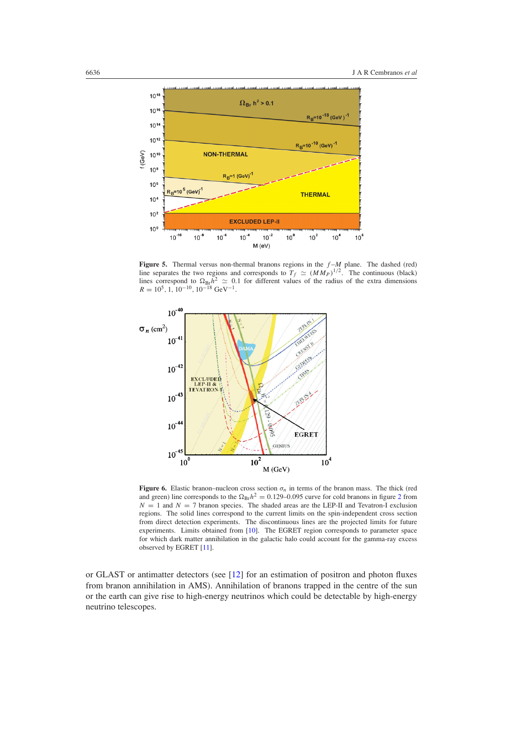**Figure 5.** Thermal versus non-thermal branons regions in the $f$–$M$ plane. The dashed (red) line separates the two regions and corresponds to $T_f \simeq (M M_P)^{1/2}$. The continuous (black) lines correspond to $\Omega_{\rm Br} h^2 \simeq 0.1$ for different values of the radius of the extra dimensions $R = 10^5, 1, 10^{-10}, 10^{-18}$ GeV$^{-1}$.

**Figure 6.** Elastic branon–nucleon cross section $\sigma_n$ in terms of the branon mass. The thick (red and green) line corresponds to the $\Omega_{\rm Br} h^2 = 0.129$–$0.095$ curve for cold branons in figure 2 from $N = 1$ and $N = 7$ branon species. The shaded areas are the LEP-II and Tevatron-I exclusion regions. The solid lines correspond to the current limits on the spin-independent cross section from direct detection experiments. The discontinuous lines are the projected limits for future experiments. Limits obtained from [10]. The EGRET region corresponds to parameter space for which dark matter annihilation in the galactic halo could account for the gamma-ray excess observed by EGRET [11].

or GLAST or antimatter detectors (see [12] for an estimation of positron and photon fluxes from branon annihilation in AMS). Annihilation of branons trapped in the centre of the sun or the earth can give rise to high-energy neutrinos which could be detectable by high-energy neutrino telescopes.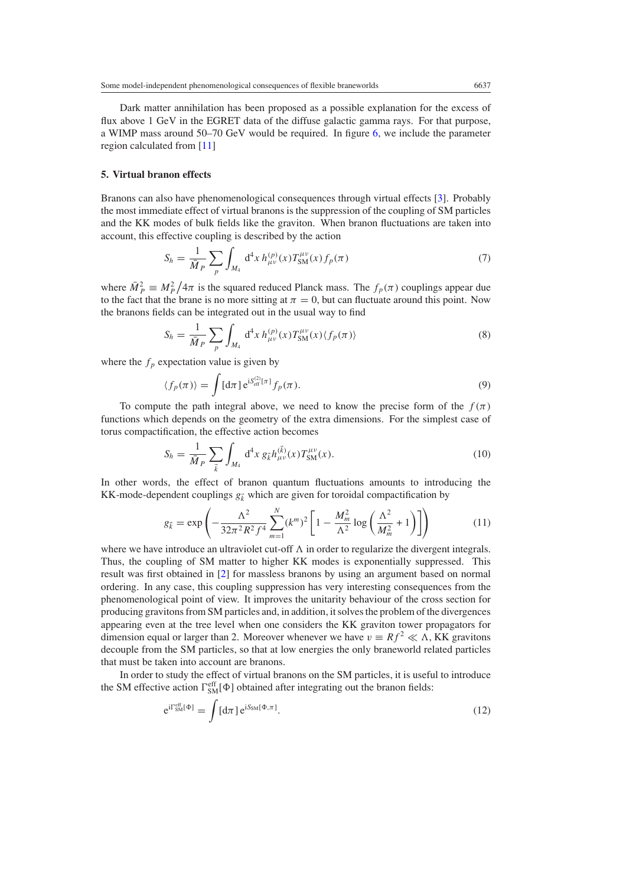Dark matter annihilation has been proposed as a possible explanation for the excess of flux above 1 GeV in the EGRET data of the diffuse galactic gamma rays. For that purpose, a WIMP mass around 50–70 GeV would be required. In figure 6, we include the parameter region calculated from [11]

### 5. Virtual branon effects

Branons can also have phenomenological consequences through virtual effects [3]. Probably the most immediate effect of virtual branons is the suppression of the coupling of SM particles and the KK modes of bulk fields like the graviton. When branon fluctuations are taken into account, this effective coupling is described by the action

$$S_h = \frac{1}{\bar{M}_P} \sum_p \int_{M_4} \mathrm{d}^4 x\, h^{(p)}_{\mu\nu}(x) T^{\mu\nu}_{\mathrm{SM}}(x) f_p(\pi) \tag{7}$$

where $\bar{M}_P^2 \equiv M_P^2/4\pi$ is the squared reduced Planck mass. The $f_p(\pi)$ couplings appear due to the fact that the brane is no more sitting at $\pi = 0$, but can fluctuate around this point. Now the branons fields can be integrated out in the usual way to find

$$S_h = \frac{1}{\bar{M}_P} \sum_p \int_{M_4} \mathrm{d}^4 x\, h^{(p)}_{\mu\nu}(x) T^{\mu\nu}_{\mathrm{SM}}(x) \langle f_p(\pi)\rangle \tag{8}$$

where the $f_p$ expectation value is given by

$$\langle f_p(\pi)\rangle = \int [\mathrm{d}\pi]\, \mathrm{e}^{\mathrm{i}S^{(2)}_{\mathrm{eff}}[\pi]} f_p(\pi). \tag{9}$$

To compute the path integral above, we need to know the precise form of the $f(\pi)$ functions which depends on the geometry of the extra dimensions. For the simplest case of torus compactification, the effective action becomes

$$S_h = \frac{1}{\bar{M}_P} \sum_{\vec{k}} \int_{M_4} \mathrm{d}^4 x\, g_{\vec{k}} h^{(\vec{k})}_{\mu\nu}(x) T^{\mu\nu}_{\mathrm{SM}}(x). \tag{10}$$

In other words, the effect of branon quantum fluctuations amounts to introducing the KK-mode-dependent couplings $g_{\vec{k}}$ which are given for toroidal compactification by

$$g_{\vec{k}} = \exp\left( -\frac{\Lambda^2}{32\pi^2 R^2 f^4} \sum_{m=1}^{N} (k^m)^2 \left[ 1 - \frac{M_m^2}{\Lambda^2} \log\left( \frac{\Lambda^2}{M_m^2} + 1 \right) \right] \right) \tag{11}$$

where we have introduce an ultraviolet cut-off $\Lambda$ in order to regularize the divergent integrals. Thus, the coupling of SM matter to higher KK modes is exponentially suppressed. This result was first obtained in [2] for massless branons by using an argument based on normal ordering. In any case, this coupling suppression has very interesting consequences from the phenomenological point of view. It improves the unitarity behaviour of the cross section for producing gravitons from SM particles and, in addition, it solves the problem of the divergences appearing even at the tree level when one considers the KK graviton tower propagators for dimension equal or larger than 2. Moreover whenever we have $v \equiv Rf^2 \ll \Lambda$, KK gravitons decouple from the SM particles, so that at low energies the only braneworld related particles that must be taken into account are branons.

In order to study the effect of virtual branons on the SM particles, it is useful to introduce the SM effective action $\Gamma^{\mathrm{eff}}_{\mathrm{SM}}[\Phi]$ obtained after integrating out the branon fields:

$$\mathrm{e}^{\mathrm{i}\Gamma^{\mathrm{eff}}_{\mathrm{SM}}[\Phi]} = \int [\mathrm{d}\pi]\, \mathrm{e}^{\mathrm{i}S_{\mathrm{SM}}[\Phi,\pi]}. \tag{12}$$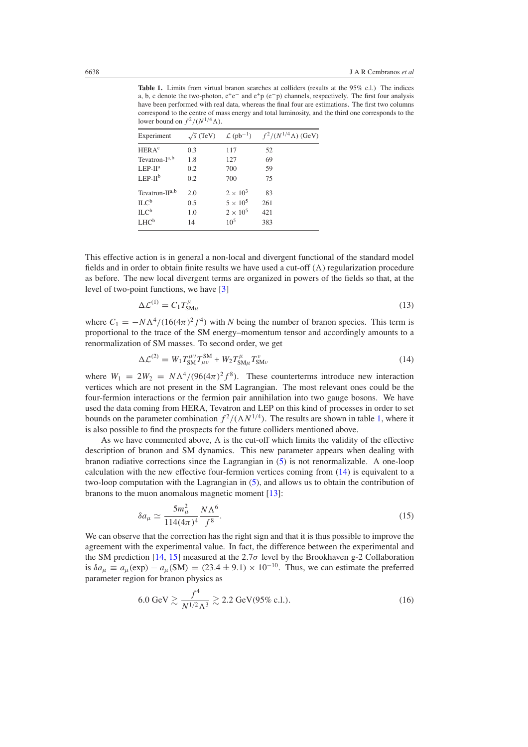**Table 1.** Limits from virtual branon searches at colliders (results at the 95% c.l.) The indices a, b, c denote the two-photon, $e^+e^-$ and $e^+p$ ($e^-p$) channels, respectively. The first four analysis have been performed with real data, whereas the final four are estimations. The first two columns correspond to the centre of mass energy and total luminosity, and the third one corresponds to the lower bound on $f^2/(N^{1/4}\Lambda)$.

| Experiment | $\sqrt{s}$ (TeV) | $\mathcal{L}$ (pb$^{-1}$) | $f^2/(N^{1/4}\Lambda)$ (GeV) |
|---|---|---|---|
| HERA[c] | 0.3 | 117 | 52 |
| Tevatron-I[a,b] | 1.8 | 127 | 69 |
| LEP-II[a] | 0.2 | 700 | 59 |
| LEP-II[b] | 0.2 | 700 | 75 |
| Tevatron-II[a,b] | 2.0 | $2 \times 10^3$ | 83 |
| ILC[b] | 0.5 | $5 \times 10^5$ | 261 |
| ILC[b] | 1.0 | $2 \times 10^5$ | 421 |
| LHC[b] | 14 | $10^5$ | 383 |

This effective action is in general a non-local and divergent functional of the standard model fields and in order to obtain finite results we have used a cut-off ($\Lambda$) regularization procedure as before. The new local divergent terms are organized in powers of the fields so that, at the level of two-point functions, we have [3]

$$\Delta\mathcal{L}^{(1)} = C_1 T^{\mu}_{\mathrm{SM}\mu} \tag{13}$$

where $C_1 = -N\Lambda^4/(16(4\pi)^2 f^4)$ with $N$ being the number of branon species. This term is proportional to the trace of the SM energy–momentum tensor and accordingly amounts to a renormalization of SM masses. To second order, we get

$$\Delta\mathcal{L}^{(2)} = W_1 T^{\mu\nu}_{\mathrm{SM}} T^{\mathrm{SM}}_{\mu\nu} + W_2 T^{\mu}_{\mathrm{SM}\mu} T^{\nu}_{\mathrm{SM}\nu} \tag{14}$$

where $W_1 = 2W_2 = N\Lambda^4/(96(4\pi)^2 f^8)$. These counterterms introduce new interaction vertices which are not present in the SM Lagrangian. The most relevant ones could be the four-fermion interactions or the fermion pair annihilation into two gauge bosons. We have used the data coming from HERA, Tevatron and LEP on this kind of processes in order to set bounds on the parameter combination $f^2/(\Lambda N^{1/4})$. The results are shown in table 1, where it is also possible to find the prospects for the future colliders mentioned above.

As we have commented above, $\Lambda$ is the cut-off which limits the validity of the effective description of branon and SM dynamics. This new parameter appears when dealing with branon radiative corrections since the Lagrangian in (5) is not renormalizable. A one-loop calculation with the new effective four-fermion vertices coming from (14) is equivalent to a two-loop computation with the Lagrangian in (5), and allows us to obtain the contribution of branons to the muon anomalous magnetic moment [13]:

$$\delta a_\mu \simeq \frac{5m_\mu^2}{114(4\pi)^4} \frac{N\Lambda^6}{f^8}. \tag{15}$$

We can observe that the correction has the right sign and that it is thus possible to improve the agreement with the experimental value. In fact, the difference between the experimental and the SM prediction [14, 15] measured at the $2.7\sigma$ level by the Brookhaven g-2 Collaboration is $\delta a_\mu \equiv a_\mu(\mathrm{exp}) - a_\mu(\mathrm{SM}) = (23.4 \pm 9.1) \times 10^{-10}$. Thus, we can estimate the preferred parameter region for branon physics as

$$6.0\ \mathrm{GeV} \gtrsim \frac{f^4}{N^{1/2}\Lambda^3} \gtrsim 2.2\ \mathrm{GeV}(95\%\ \mathrm{c.l.}). \tag{16}$$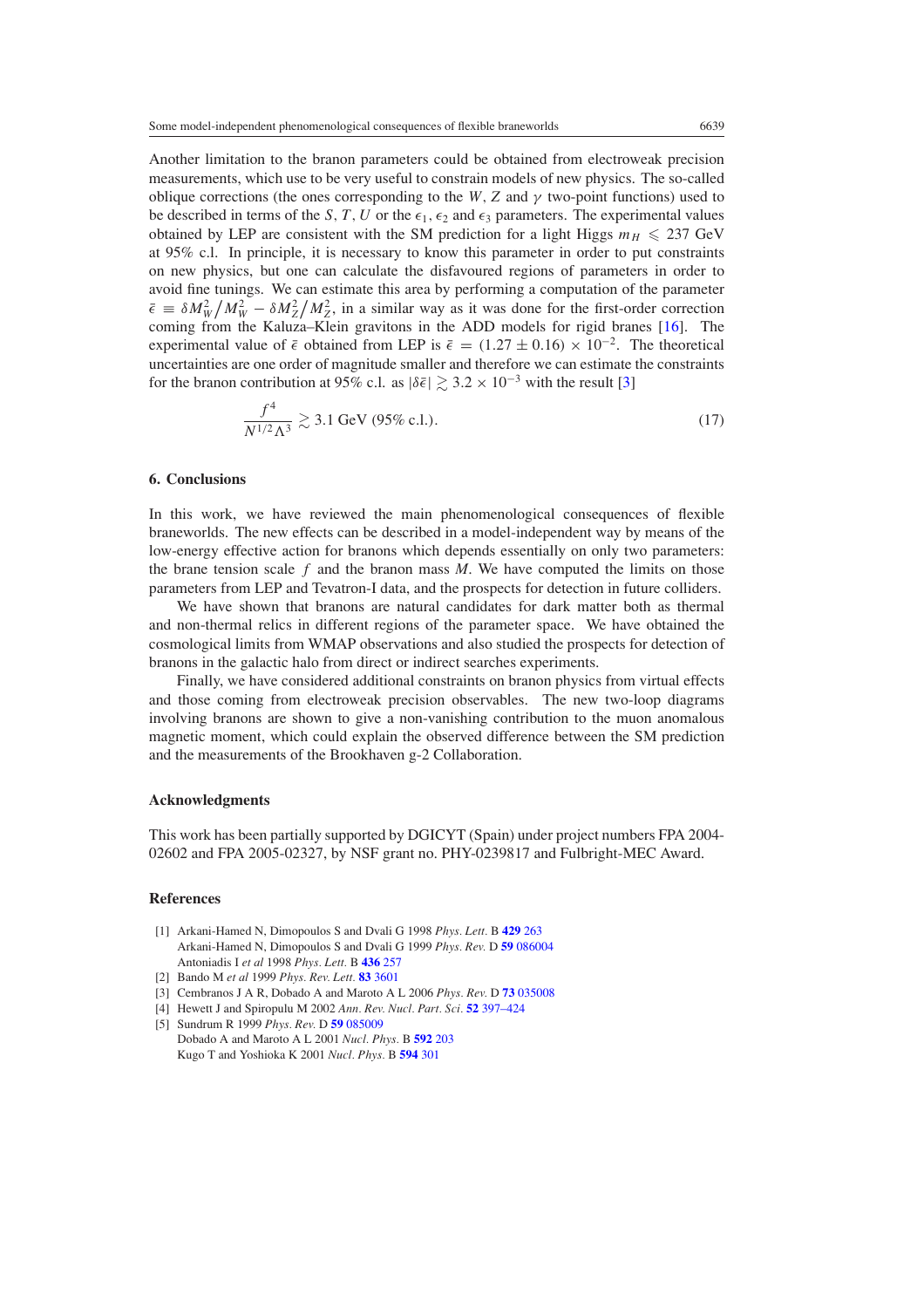Another limitation to the branon parameters could be obtained from electroweak precision measurements, which use to be very useful to constrain models of new physics. The so-called oblique corrections (the ones corresponding to the $W$, $Z$ and $\gamma$ two-point functions) used to be described in terms of the $S$, $T$, $U$ or the $\epsilon_1$, $\epsilon_2$ and $\epsilon_3$ parameters. The experimental values obtained by LEP are consistent with the SM prediction for a light Higgs $m_H \leqslant 237$ GeV at 95% c.l. In principle, it is necessary to know this parameter in order to put constraints on new physics, but one can calculate the disfavoured regions of parameters in order to avoid fine tunings. We can estimate this area by performing a computation of the parameter $\bar{\epsilon} \equiv \delta M_W^2/M_W^2 - \delta M_Z^2/M_Z^2$, in a similar way as it was done for the first-order correction coming from the Kaluza–Klein gravitons in the ADD models for rigid branes [16]. The experimental value of $\bar{\epsilon}$ obtained from LEP is $\bar{\epsilon} = (1.27 \pm 0.16) \times 10^{-2}$. The theoretical uncertainties are one order of magnitude smaller and therefore we can estimate the constraints for the branon contribution at 95% c.l. as $|\delta\bar{\epsilon}| \gtrsim 3.2 \times 10^{-3}$ with the result [3]

$$\frac{f^4}{N^{1/2}\Lambda^3} \gtrsim 3.1 \text{ GeV (95\% c.l.)}. \tag{17}$$

## 6. Conclusions

In this work, we have reviewed the main phenomenological consequences of flexible braneworlds. The new effects can be described in a model-independent way by means of the low-energy effective action for branons which depends essentially on only two parameters: the brane tension scale $f$ and the branon mass $M$. We have computed the limits on those parameters from LEP and Tevatron-I data, and the prospects for detection in future colliders.

We have shown that branons are natural candidates for dark matter both as thermal and non-thermal relics in different regions of the parameter space. We have obtained the cosmological limits from WMAP observations and also studied the prospects for detection of branons in the galactic halo from direct or indirect searches experiments.

Finally, we have considered additional constraints on branon physics from virtual effects and those coming from electroweak precision observables. The new two-loop diagrams involving branons are shown to give a non-vanishing contribution to the muon anomalous magnetic moment, which could explain the observed difference between the SM prediction and the measurements of the Brookhaven g-2 Collaboration.

## Acknowledgments

This work has been partially supported by DGICYT (Spain) under project numbers FPA 2004-02602 and FPA 2005-02327, by NSF grant no. PHY-0239817 and Fulbright-MEC Award.

## References

[1] Arkani-Hamed N, Dimopoulos S and Dvali G 1998 *Phys. Lett.* B **429** 263
Arkani-Hamed N, Dimopoulos S and Dvali G 1999 *Phys. Rev.* D **59** 086004
Antoniadis I *et al* 1998 *Phys. Lett.* B **436** 257

[2] Bando M *et al* 1999 *Phys. Rev. Lett.* **83** 3601

[3] Cembranos J A R, Dobado A and Maroto A L 2006 *Phys. Rev.* D **73** 035008

[4] Hewett J and Spiropulu M 2002 *Ann. Rev. Nucl. Part. Sci.* **52** 397–424

[5] Sundrum R 1999 *Phys. Rev.* D **59** 085009
Dobado A and Maroto A L 2001 *Nucl. Phys.* B **592** 203
Kugo T and Yoshioka K 2001 *Nucl. Phys.* B **594** 301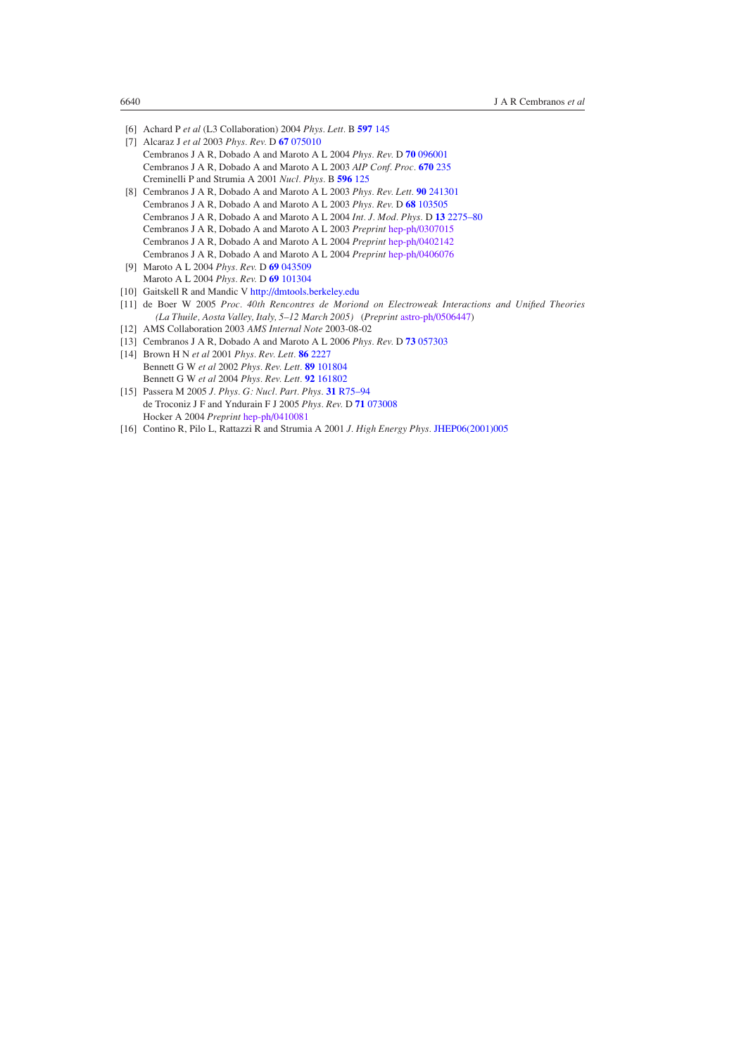[6] Achard P *et al* (L3 Collaboration) 2004 *Phys. Lett.* B **597** 145

[7] Alcaraz J *et al* 2003 *Phys. Rev.* D **67** 075010
Cembranos J A R, Dobado A and Maroto A L 2004 *Phys. Rev.* D **70** 096001
Cembranos J A R, Dobado A and Maroto A L 2003 *AIP Conf. Proc.* **670** 235
Creminelli P and Strumia A 2001 *Nucl. Phys.* B **596** 125

[8] Cembranos J A R, Dobado A and Maroto A L 2003 *Phys. Rev. Lett.* **90** 241301
Cembranos J A R, Dobado A and Maroto A L 2003 *Phys. Rev.* D **68** 103505
Cembranos J A R, Dobado A and Maroto A L 2004 *Int. J. Mod. Phys.* D **13** 2275–80
Cembranos J A R, Dobado A and Maroto A L 2003 *Preprint* hep-ph/0307015
Cembranos J A R, Dobado A and Maroto A L 2004 *Preprint* hep-ph/0402142
Cembranos J A R, Dobado A and Maroto A L 2004 *Preprint* hep-ph/0406076

[9] Maroto A L 2004 *Phys. Rev.* D **69** 043509
Maroto A L 2004 *Phys. Rev.* D **69** 101304

[10] Gaitskell R and Mandic V http://dmtools.berkeley.edu

[11] de Boer W 2005 *Proc. 40th Rencontres de Moriond on Electroweak Interactions and Unified Theories (La Thuile, Aosta Valley, Italy, 5–12 March 2005)* (*Preprint* astro-ph/0506447)

[12] AMS Collaboration 2003 *AMS Internal Note* 2003-08-02

[13] Cembranos J A R, Dobado A and Maroto A L 2006 *Phys. Rev.* D **73** 057303

[14] Brown H N *et al* 2001 *Phys. Rev. Lett.* **86** 2227
Bennett G W *et al* 2002 *Phys. Rev. Lett.* **89** 101804
Bennett G W *et al* 2004 *Phys. Rev. Lett.* **92** 161802

[15] Passera M 2005 *J. Phys. G: Nucl. Part. Phys.* **31** R75–94
de Troconiz J F and Yndurain F J 2005 *Phys. Rev.* D **71** 073008
Hocker A 2004 *Preprint* hep-ph/0410081

[16] Contino R, Pilo L, Rattazzi R and Strumia A 2001 *J. High Energy Phys.* JHEP06(2001)005